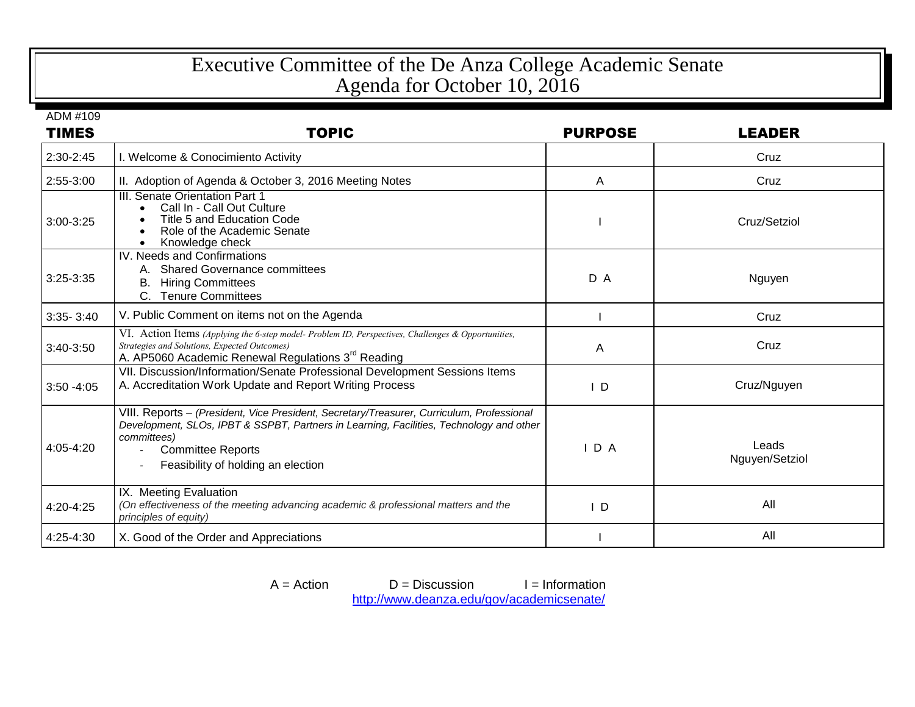# Executive Committee of the De Anza College Academic Senate
## Agenda for October 10, 2016

ADM #109

| TIMES | TOPIC | PURPOSE | LEADER |
|---|---|---|---|
| 2:30-2:45 | I. Welcome & Conocimiento Activity | | Cruz |
| 2:55-3:00 | II. Adoption of Agenda & October 3, 2016 Meeting Notes | A | Cruz |
| 3:00-3:25 | III. Senate Orientation Part 1<br>• Call In - Call Out Culture<br>• Title 5 and Education Code<br>• Role of the Academic Senate<br>• Knowledge check | I | Cruz/Setziol |
| 3:25-3:35 | IV. Needs and Confirmations<br>A. Shared Governance committees<br>B. Hiring Committees<br>C. Tenure Committees | D A | Nguyen |
| 3:35- 3:40 | V. Public Comment on items not on the Agenda | I | Cruz |
| 3:40-3:50 | VI. Action Items *(Applying the 6-step model- Problem ID, Perspectives, Challenges & Opportunities, Strategies and Solutions, Expected Outcomes)*<br>A. AP5060 Academic Renewal Regulations 3rd Reading | A | Cruz |
| 3:50 -4:05 | VII. Discussion/Information/Senate Professional Development Sessions Items<br>A. Accreditation Work Update and Report Writing Process | I D | Cruz/Nguyen |
| 4:05-4:20 | VIII. Reports – *(President, Vice President, Secretary/Treasurer, Curriculum, Professional Development, SLOs, IPBT & SSPBT, Partners in Learning, Facilities, Technology and other committees)*<br>- Committee Reports<br>- Feasibility of holding an election | I D A | Leads<br>Nguyen/Setziol |
| 4:20-4:25 | IX. Meeting Evaluation<br>*(On effectiveness of the meeting advancing academic & professional matters and the principles of equity)* | I D | All |
| 4:25-4:30 | X. Good of the Order and Appreciations | I | All |

A = Action D = Discussion I = Information

http://www.deanza.edu/gov/academicsenate/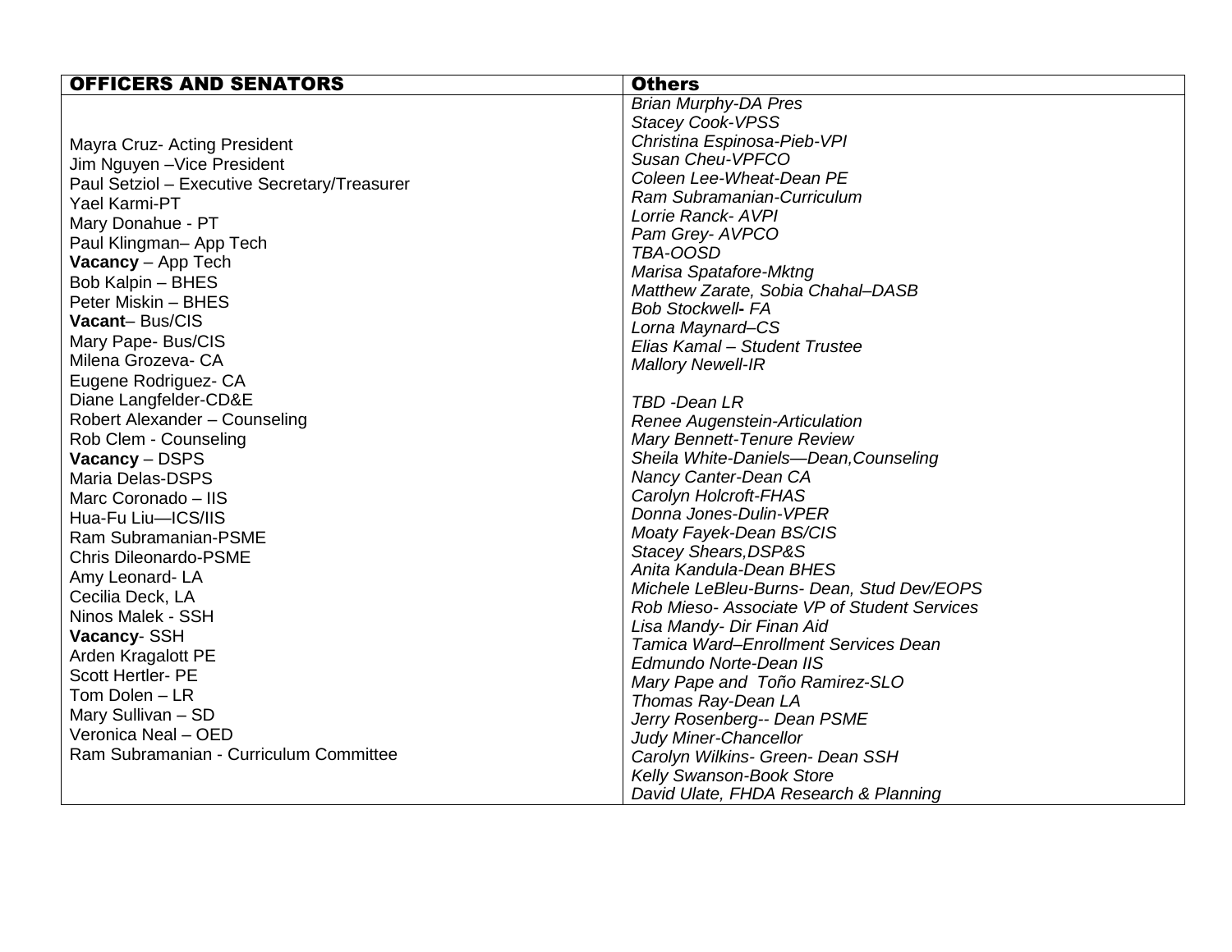| OFFICERS AND SENATORS | Others |
|---|---|
| Mayra Cruz- Acting President<br>Jim Nguyen –Vice President<br>Paul Setziol – Executive Secretary/Treasurer<br>Yael Karmi-PT<br>Mary Donahue - PT<br>Paul Klingman– App Tech<br>**Vacancy** – App Tech<br>Bob Kalpin – BHES<br>Peter Miskin – BHES<br>**Vacant**– Bus/CIS<br>Mary Pape- Bus/CIS<br>Milena Grozeva- CA<br>Eugene Rodriguez- CA<br>Diane Langfelder-CD&E<br>Robert Alexander – Counseling<br>Rob Clem - Counseling<br>**Vacancy** – DSPS<br>Maria Delas-DSPS<br>Marc Coronado – IIS<br>Hua-Fu Liu—ICS/IIS<br>Ram Subramanian-PSME<br>Chris Dileonardo-PSME<br>Amy Leonard- LA<br>Cecilia Deck, LA<br>Ninos Malek - SSH<br>**Vacancy**- SSH<br>Arden Kragalott PE<br>Scott Hertler- PE<br>Tom Dolen – LR<br>Mary Sullivan – SD<br>Veronica Neal – OED<br>Ram Subramanian - Curriculum Committee | *Brian Murphy-DA Pres*<br>*Stacey Cook-VPSS*<br>*Christina Espinosa-Pieb-VPI*<br>*Susan Cheu-VPFCO*<br>*Coleen Lee-Wheat-Dean PE*<br>*Ram Subramanian-Curriculum*<br>*Lorrie Ranck- AVPI*<br>*Pam Grey- AVPCO*<br>*TBA-OOSD*<br>*Marisa Spatafore-Mktng*<br>*Matthew Zarate, Sobia Chahal–DASB*<br>*Bob Stockwell- FA*<br>*Lorna Maynard–CS*<br>*Elias Kamal – Student Trustee*<br>*Mallory Newell-IR*<br><br>*TBD -Dean LR*<br>*Renee Augenstein-Articulation*<br>*Mary Bennett-Tenure Review*<br>*Sheila White-Daniels—Dean,Counseling*<br>*Nancy Canter-Dean CA*<br>*Carolyn Holcroft-FHAS*<br>*Donna Jones-Dulin-VPER*<br>*Moaty Fayek-Dean BS/CIS*<br>*Stacey Shears,DSP&S*<br>*Anita Kandula-Dean BHES*<br>*Michele LeBleu-Burns- Dean, Stud Dev/EOPS*<br>*Rob Mieso- Associate VP of Student Services*<br>*Lisa Mandy- Dir Finan Aid*<br>*Tamica Ward–Enrollment Services Dean*<br>*Edmundo Norte-Dean IIS*<br>*Mary Pape and Toño Ramirez-SLO*<br>*Thomas Ray-Dean LA*<br>*Jerry Rosenberg-- Dean PSME*<br>*Judy Miner-Chancellor*<br>*Carolyn Wilkins- Green- Dean SSH*<br>*Kelly Swanson-Book Store*<br>*David Ulate, FHDA Research & Planning* |